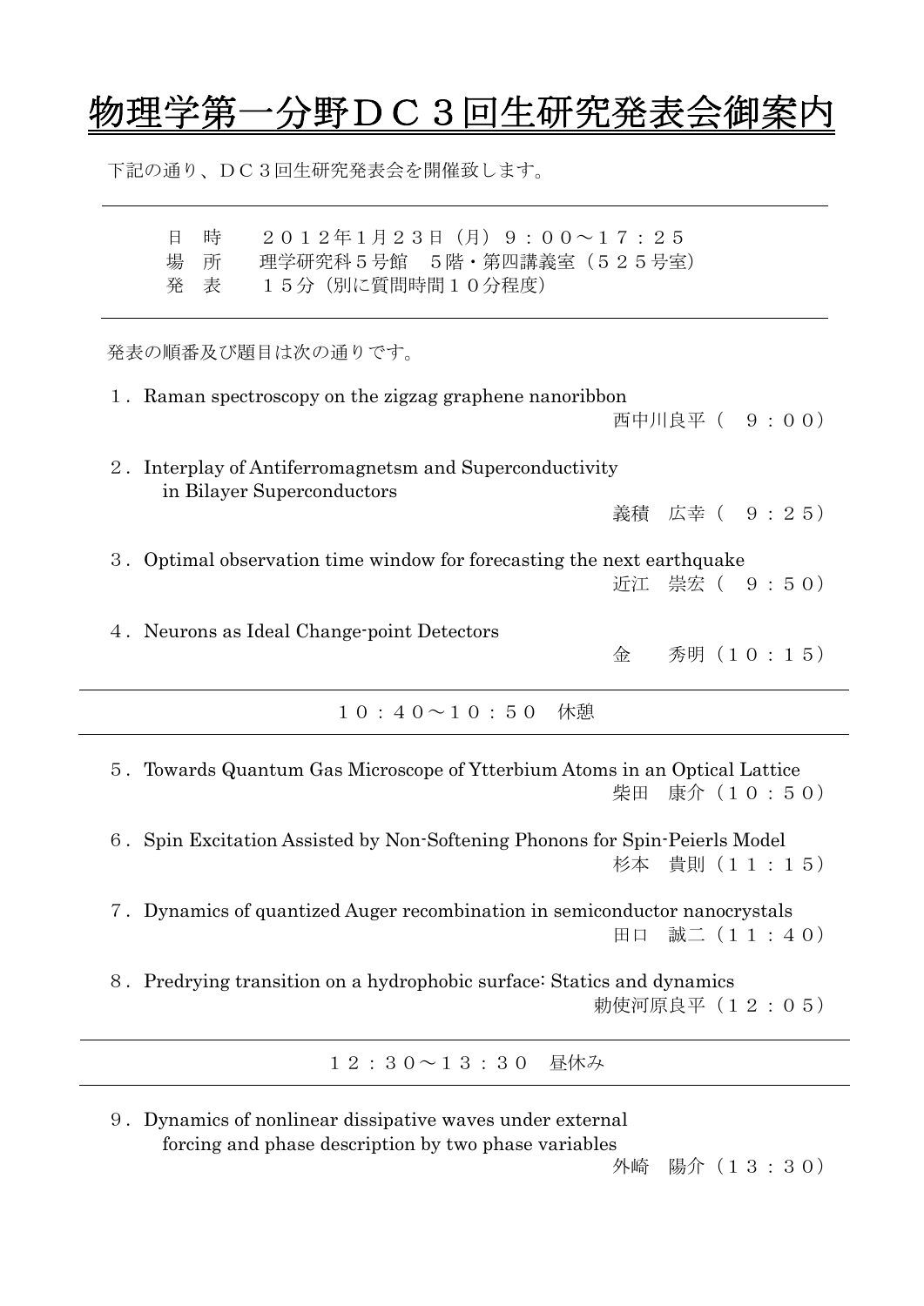# 物理学第一分野ＤＣ３回生研究発表会御案内

下記の通り、ＤＣ３回生研究発表会を開催致します。

---

日　時　　２０１２年１月２３日（月）９：００～１７：２５
場　所　　理学研究科５号館　５階・第四講義室（５２５号室）
発　表　　１５分（別に質問時間１０分程度）

---

発表の順番及び題目は次の通りです。

１．Raman spectroscopy on the zigzag graphene nanoribbon
西中川良平（　９：００）

２．Interplay of Antiferromagnetsm and Superconductivity in Bilayer Superconductors
義積　広幸（　９：２５）

３．Optimal observation time window for forecasting the next earthquake
近江　崇宏（　９：５０）

４．Neurons as Ideal Change-point Detectors
金　　秀明（１０：１５）

---

１０：４０～１０：５０　休憩

---

５．Towards Quantum Gas Microscope of Ytterbium Atoms in an Optical Lattice
柴田　康介（１０：５０）

６．Spin Excitation Assisted by Non-Softening Phonons for Spin-Peierls Model
杉本　貴則（１１：１５）

７．Dynamics of quantized Auger recombination in semiconductor nanocrystals
田口　誠二（１１：４０）

８．Predrying transition on a hydrophobic surface: Statics and dynamics
勅使河原良平（１２：０５）

---

１２：３０～１３：３０　昼休み

---

９．Dynamics of nonlinear dissipative waves under external forcing and phase description by two phase variables
外崎　陽介（１３：３０）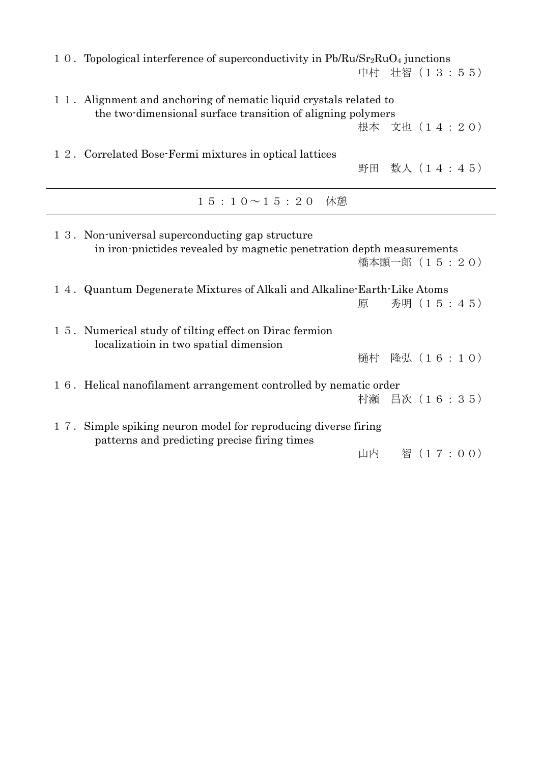１０．Topological interference of superconductivity in Pb/Ru/$Sr_2RuO_4$ junctions

中村　壮智（１３：５５）

１１．Alignment and anchoring of nematic liquid crystals related to the two-dimensional surface transition of aligning polymers

根本　文也（１４：２０）

１２．Correlated Bose-Fermi mixtures in optical lattices

野田　数人（１４：４５）

---

１５：１０～１５：２０　休憩

---

１３．Non-universal superconducting gap structure in iron-pnictides revealed by magnetic penetration depth measurements

橋本顕一郎（１５：２０）

１４．Quantum Degenerate Mixtures of Alkali and Alkaline-Earth-Like Atoms

原　　秀明（１５：４５）

１５．Numerical study of tilting effect on Dirac fermion localizatioin in two spatial dimension

樋村　隆弘（１６：１０）

１６．Helical nanofilament arrangement controlled by nematic order

村瀬　昌次（１６：３５）

１７．Simple spiking neuron model for reproducing diverse firing patterns and predicting precise firing times

山内　　智（１７：００）